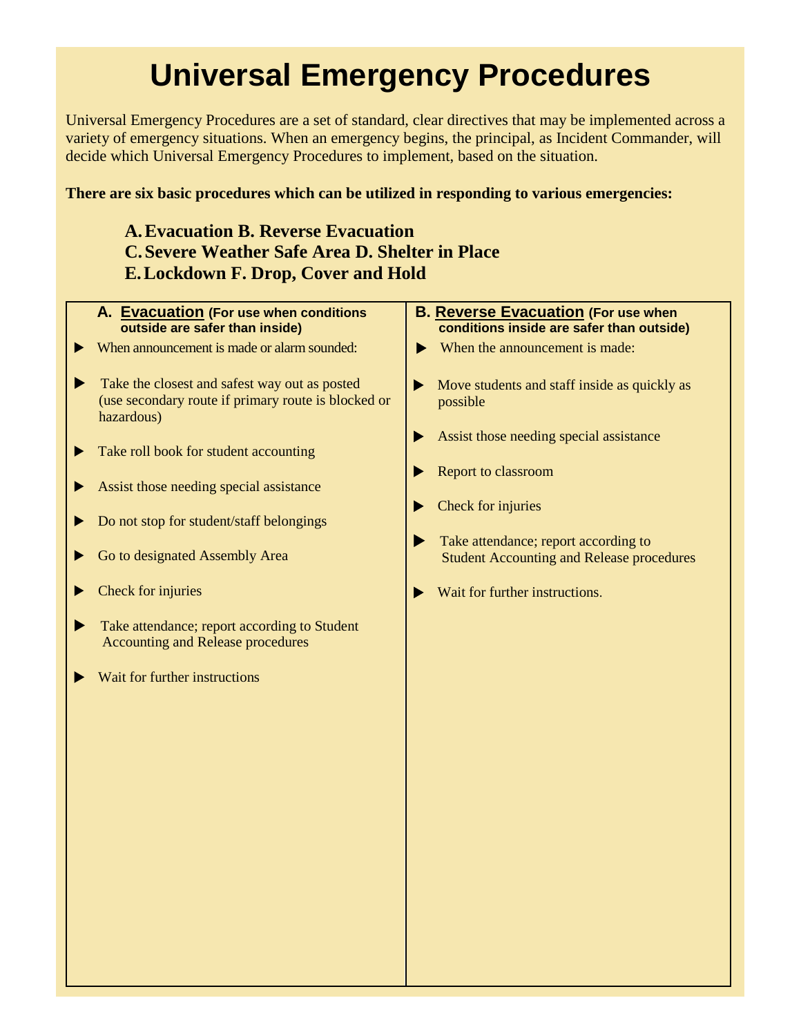# Universal Emergency Procedures

Universal Emergency Procedures are a set of standard, clear directives that may be implemented across a variety of emergency situations. When an emergency begins, the principal, as Incident Commander, will decide which Universal Emergency Procedures to implement, based on the situation.

**There are six basic procedures which can be utilized in responding to various emergencies:**

**A. Evacuation B. Reverse Evacuation**
**C. Severe Weather Safe Area D. Shelter in Place**
**E. Lockdown F. Drop, Cover and Hold**

## A. Evacuation (For use when conditions outside are safer than inside)

- When announcement is made or alarm sounded:
- Take the closest and safest way out as posted (use secondary route if primary route is blocked or hazardous)
- Take roll book for student accounting
- Assist those needing special assistance
- Do not stop for student/staff belongings
- Go to designated Assembly Area
- Check for injuries
- Take attendance; report according to Student Accounting and Release procedures
- Wait for further instructions

## B. Reverse Evacuation (For use when conditions inside are safer than outside)

- When the announcement is made:
- Move students and staff inside as quickly as possible
- Assist those needing special assistance
- Report to classroom
- Check for injuries
- Take attendance; report according to Student Accounting and Release procedures
- Wait for further instructions.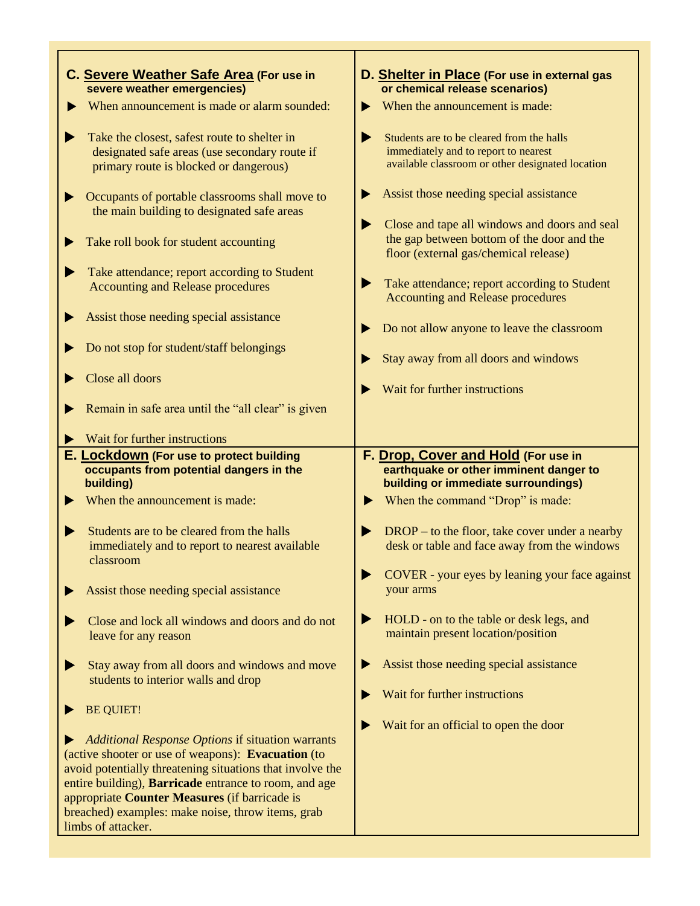## C. Severe Weather Safe Area (For use in severe weather emergencies)

- When announcement is made or alarm sounded:
- Take the closest, safest route to shelter in designated safe areas (use secondary route if primary route is blocked or dangerous)
- Occupants of portable classrooms shall move to the main building to designated safe areas
- Take roll book for student accounting
- Take attendance; report according to Student Accounting and Release procedures
- Assist those needing special assistance
- Do not stop for student/staff belongings
- Close all doors
- Remain in safe area until the “all clear” is given
- Wait for further instructions

## D. Shelter in Place (For use in external gas or chemical release scenarios)

- When the announcement is made:
- Students are to be cleared from the halls immediately and to report to nearest available classroom or other designated location
- Assist those needing special assistance
- Close and tape all windows and doors and seal the gap between bottom of the door and the floor (external gas/chemical release)
- Take attendance; report according to Student Accounting and Release procedures
- Do not allow anyone to leave the classroom
- Stay away from all doors and windows
- Wait for further instructions

## E. Lockdown (For use to protect building occupants from potential dangers in the building)

- When the announcement is made:
- Students are to be cleared from the halls immediately and to report to nearest available classroom
- Assist those needing special assistance
- Close and lock all windows and doors and do not leave for any reason
- Stay away from all doors and windows and move students to interior walls and drop
- BE QUIET!
- *Additional Response Options* if situation warrants (active shooter or use of weapons): **Evacuation** (to avoid potentially threatening situations that involve the entire building), **Barricade** entrance to room, and age appropriate **Counter Measures** (if barricade is breached) examples: make noise, throw items, grab limbs of attacker.

## F. Drop, Cover and Hold (For use in earthquake or other imminent danger to building or immediate surroundings)

- When the command “Drop” is made:
- DROP – to the floor, take cover under a nearby desk or table and face away from the windows
- COVER - your eyes by leaning your face against your arms
- HOLD - on to the table or desk legs, and maintain present location/position
- Assist those needing special assistance
- Wait for further instructions
- Wait for an official to open the door